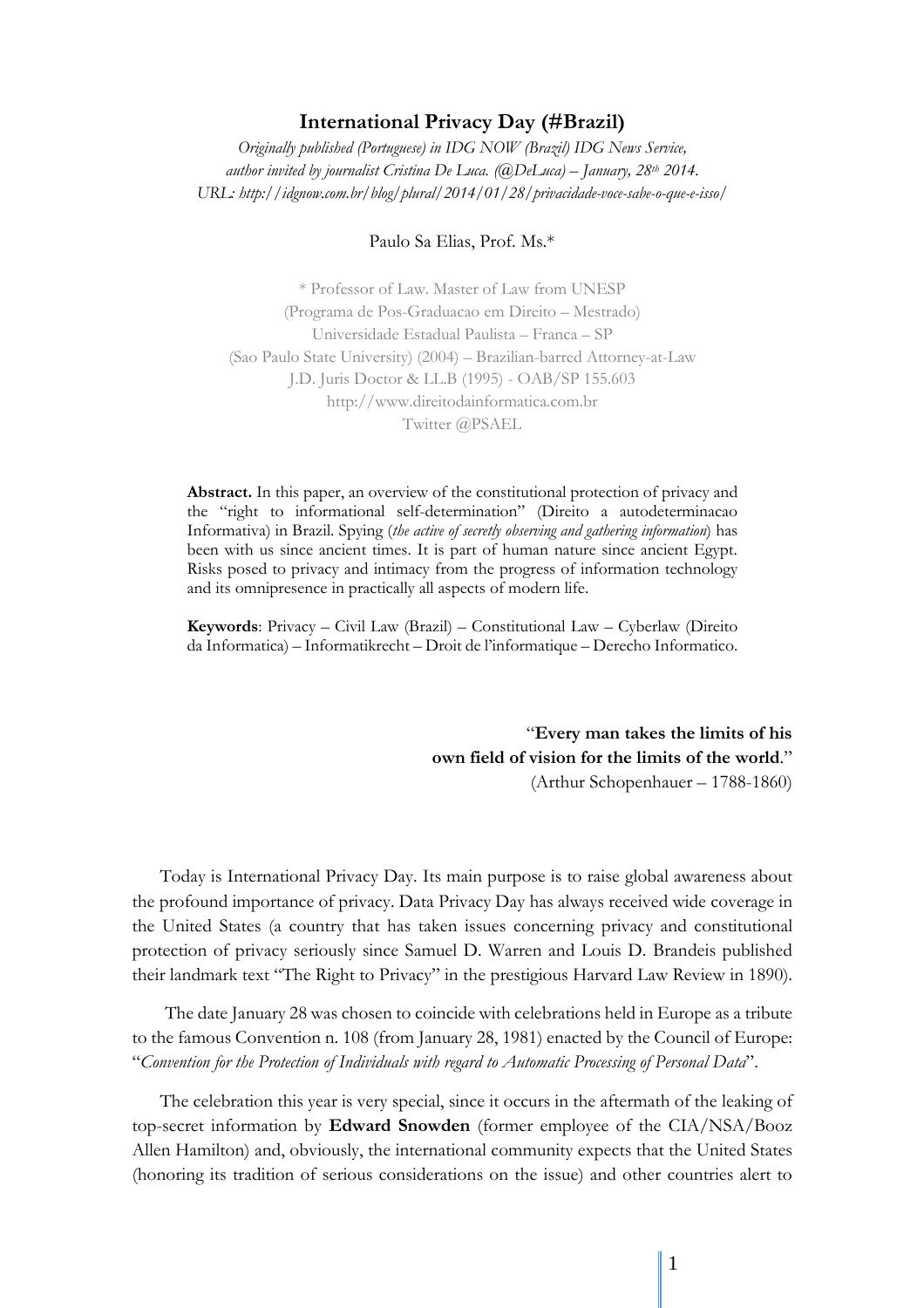# International Privacy Day (#Brazil)

*Originally published (Portuguese) in IDG NOW (Brazil) IDG News Service, author invited by journalist Cristina De Luca. (@DeLuca) – January, 28th 2014. URL: http://idgnow.com.br/blog/plural/2014/01/28/privacidade-voce-sabe-o-que-e-isso/*

Paulo Sa Elias, Prof. Ms.*

\* Professor of Law. Master of Law from UNESP
(Programa de Pos-Graduacao em Direito – Mestrado)
Universidade Estadual Paulista – Franca – SP
(Sao Paulo State University) (2004) – Brazilian-barred Attorney-at-Law
J.D. Juris Doctor & LL.B (1995) - OAB/SP 155.603
http://www.direitodainformatica.com.br
Twitter @PSAEL

**Abstract.** In this paper, an overview of the constitutional protection of privacy and the "right to informational self-determination" (Direito a autodeterminacao Informativa) in Brazil. Spying (*the active of secretly observing and gathering information*) has been with us since ancient times. It is part of human nature since ancient Egypt. Risks posed to privacy and intimacy from the progress of information technology and its omnipresence in practically all aspects of modern life.

**Keywords**: Privacy – Civil Law (Brazil) – Constitutional Law – Cyberlaw (Direito da Informatica) – Informatikrecht – Droit de l'informatique – Derecho Informatico.

> "**Every man takes the limits of his own field of vision for the limits of the world**."
> (Arthur Schopenhauer – 1788-1860)

Today is International Privacy Day. Its main purpose is to raise global awareness about the profound importance of privacy. Data Privacy Day has always received wide coverage in the United States (a country that has taken issues concerning privacy and constitutional protection of privacy seriously since Samuel D. Warren and Louis D. Brandeis published their landmark text "The Right to Privacy" in the prestigious Harvard Law Review in 1890).

The date January 28 was chosen to coincide with celebrations held in Europe as a tribute to the famous Convention n. 108 (from January 28, 1981) enacted by the Council of Europe: "*Convention for the Protection of Individuals with regard to Automatic Processing of Personal Data*".

The celebration this year is very special, since it occurs in the aftermath of the leaking of top-secret information by **Edward Snowden** (former employee of the CIA/NSA/Booz Allen Hamilton) and, obviously, the international community expects that the United States (honoring its tradition of serious considerations on the issue) and other countries alert to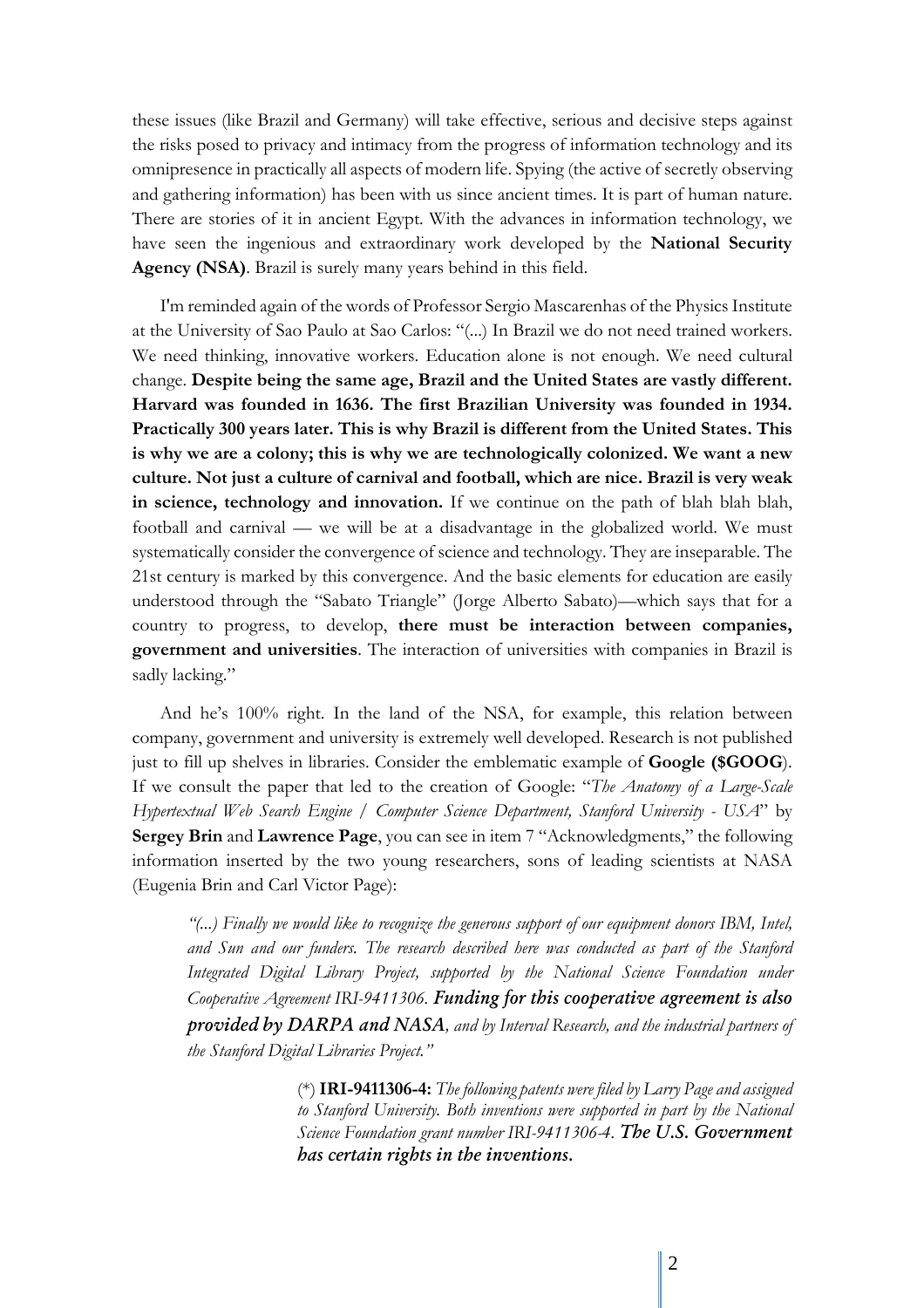these issues (like Brazil and Germany) will take effective, serious and decisive steps against the risks posed to privacy and intimacy from the progress of information technology and its omnipresence in practically all aspects of modern life. Spying (the active of secretly observing and gathering information) has been with us since ancient times. It is part of human nature. There are stories of it in ancient Egypt. With the advances in information technology, we have seen the ingenious and extraordinary work developed by the **National Security Agency (NSA)**. Brazil is surely many years behind in this field.

I'm reminded again of the words of Professor Sergio Mascarenhas of the Physics Institute at the University of Sao Paulo at Sao Carlos: "(...) In Brazil we do not need trained workers. We need thinking, innovative workers. Education alone is not enough. We need cultural change. **Despite being the same age, Brazil and the United States are vastly different. Harvard was founded in 1636. The first Brazilian University was founded in 1934. Practically 300 years later. This is why Brazil is different from the United States. This is why we are a colony; this is why we are technologically colonized. We want a new culture. Not just a culture of carnival and football, which are nice. Brazil is very weak in science, technology and innovation.** If we continue on the path of blah blah blah, football and carnival — we will be at a disadvantage in the globalized world. We must systematically consider the convergence of science and technology. They are inseparable. The 21st century is marked by this convergence. And the basic elements for education are easily understood through the "Sabato Triangle" (Jorge Alberto Sabato)—which says that for a country to progress, to develop, **there must be interaction between companies, government and universities**. The interaction of universities with companies in Brazil is sadly lacking."

And he's 100% right. In the land of the NSA, for example, this relation between company, government and university is extremely well developed. Research is not published just to fill up shelves in libraries. Consider the emblematic example of **Google ($GOOG**). If we consult the paper that led to the creation of Google: "*The Anatomy of a Large-Scale Hypertextual Web Search Engine / Computer Science Department, Stanford University - USA*" by **Sergey Brin** and **Lawrence Page**, you can see in item 7 "Acknowledgments," the following information inserted by the two young researchers, sons of leading scientists at NASA (Eugenia Brin and Carl Victor Page):

> *"(...) Finally we would like to recognize the generous support of our equipment donors IBM, Intel, and Sun and our funders. The research described here was conducted as part of the Stanford Integrated Digital Library Project, supported by the National Science Foundation under Cooperative Agreement IRI-9411306.* ***Funding for this cooperative agreement is also provided by DARPA and NASA****, and by Interval Research, and the industrial partners of the Stanford Digital Libraries Project."*

> (*) **IRI-9411306-4:** *The following patents were filed by Larry Page and assigned to Stanford University. Both inventions were supported in part by the National Science Foundation grant number IRI-9411306-4.* ***The U.S. Government has certain rights in the inventions.***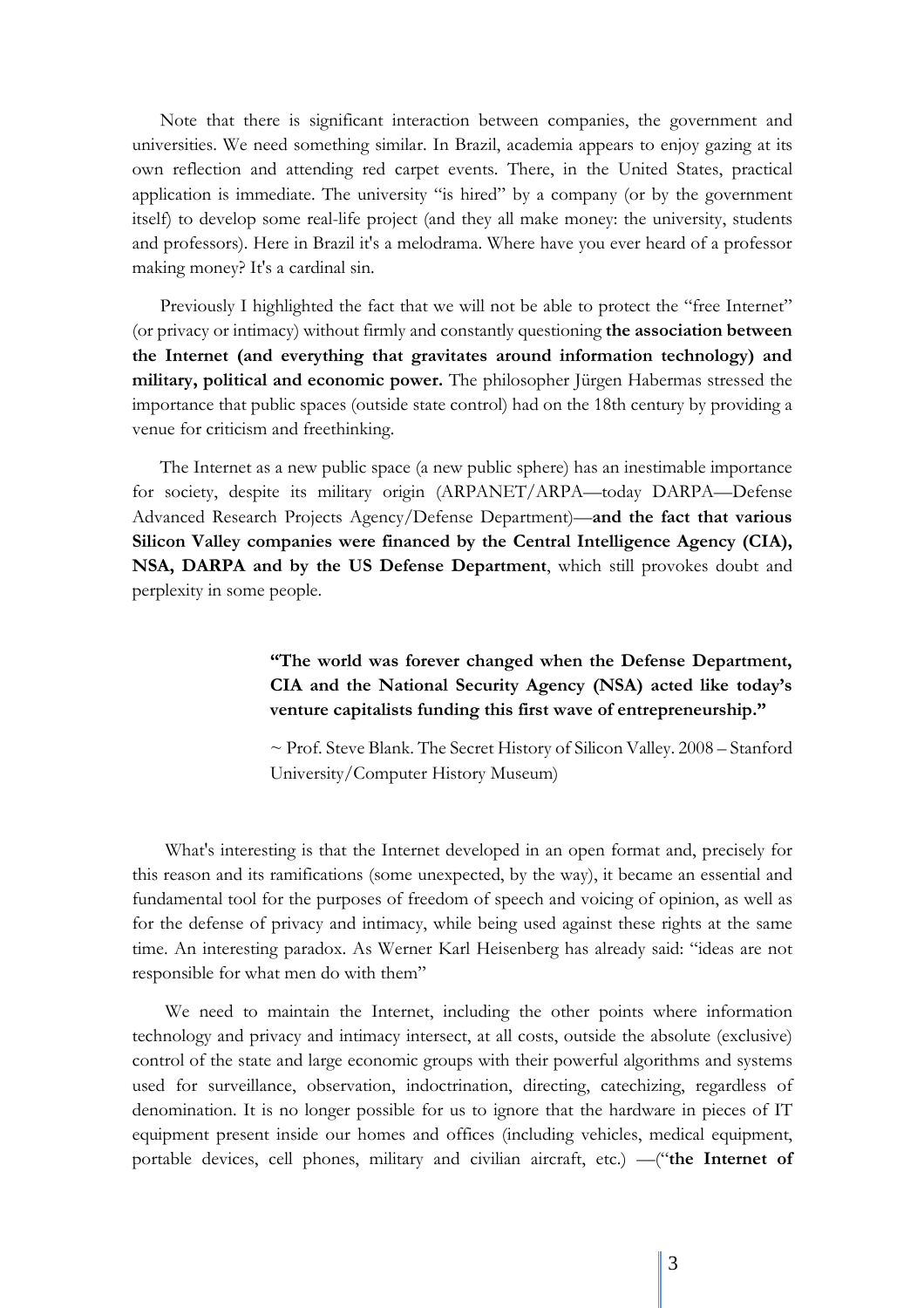Note that there is significant interaction between companies, the government and universities. We need something similar. In Brazil, academia appears to enjoy gazing at its own reflection and attending red carpet events. There, in the United States, practical application is immediate. The university "is hired" by a company (or by the government itself) to develop some real-life project (and they all make money: the university, students and professors). Here in Brazil it's a melodrama. Where have you ever heard of a professor making money? It's a cardinal sin.

Previously I highlighted the fact that we will not be able to protect the "free Internet" (or privacy or intimacy) without firmly and constantly questioning **the association between the Internet (and everything that gravitates around information technology) and military, political and economic power.** The philosopher Jürgen Habermas stressed the importance that public spaces (outside state control) had on the 18th century by providing a venue for criticism and freethinking.

The Internet as a new public space (a new public sphere) has an inestimable importance for society, despite its military origin (ARPANET/ARPA—today DARPA—Defense Advanced Research Projects Agency/Defense Department)—**and the fact that various Silicon Valley companies were financed by the Central Intelligence Agency (CIA), NSA, DARPA and by the US Defense Department**, which still provokes doubt and perplexity in some people.

> **"The world was forever changed when the Defense Department, CIA and the National Security Agency (NSA) acted like today's venture capitalists funding this first wave of entrepreneurship."**
>
> ~ Prof. Steve Blank. The Secret History of Silicon Valley. 2008 – Stanford University/Computer History Museum)

What's interesting is that the Internet developed in an open format and, precisely for this reason and its ramifications (some unexpected, by the way), it became an essential and fundamental tool for the purposes of freedom of speech and voicing of opinion, as well as for the defense of privacy and intimacy, while being used against these rights at the same time. An interesting paradox. As Werner Karl Heisenberg has already said: "ideas are not responsible for what men do with them"

We need to maintain the Internet, including the other points where information technology and privacy and intimacy intersect, at all costs, outside the absolute (exclusive) control of the state and large economic groups with their powerful algorithms and systems used for surveillance, observation, indoctrination, directing, catechizing, regardless of denomination. It is no longer possible for us to ignore that the hardware in pieces of IT equipment present inside our homes and offices (including vehicles, medical equipment, portable devices, cell phones, military and civilian aircraft, etc.) —("**the Internet of**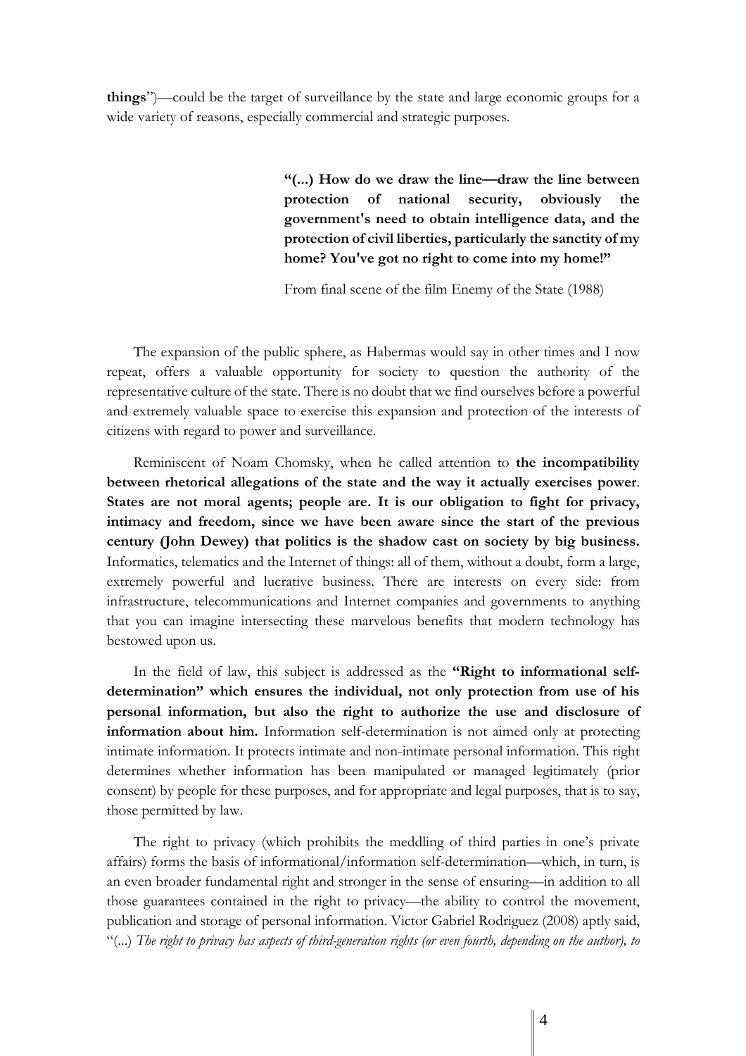**things**")—could be the target of surveillance by the state and large economic groups for a wide variety of reasons, especially commercial and strategic purposes.

> **"(...) How do we draw the line—draw the line between protection of national security, obviously the government's need to obtain intelligence data, and the protection of civil liberties, particularly the sanctity of my home? You've got no right to come into my home!"**
>
> From final scene of the film Enemy of the State (1988)

The expansion of the public sphere, as Habermas would say in other times and I now repeat, offers a valuable opportunity for society to question the authority of the representative culture of the state. There is no doubt that we find ourselves before a powerful and extremely valuable space to exercise this expansion and protection of the interests of citizens with regard to power and surveillance.

Reminiscent of Noam Chomsky, when he called attention to **the incompatibility between rhetorical allegations of the state and the way it actually exercises power**. **States are not moral agents; people are. It is our obligation to fight for privacy, intimacy and freedom, since we have been aware since the start of the previous century (John Dewey) that politics is the shadow cast on society by big business.** Informatics, telematics and the Internet of things: all of them, without a doubt, form a large, extremely powerful and lucrative business. There are interests on every side: from infrastructure, telecommunications and Internet companies and governments to anything that you can imagine intersecting these marvelous benefits that modern technology has bestowed upon us.

In the field of law, this subject is addressed as the **"Right to informational self-determination" which ensures the individual, not only protection from use of his personal information, but also the right to authorize the use and disclosure of information about him.** Information self-determination is not aimed only at protecting intimate information. It protects intimate and non-intimate personal information. This right determines whether information has been manipulated or managed legitimately (prior consent) by people for these purposes, and for appropriate and legal purposes, that is to say, those permitted by law.

The right to privacy (which prohibits the meddling of third parties in one's private affairs) forms the basis of informational/information self-determination—which, in turn, is an even broader fundamental right and stronger in the sense of ensuring—in addition to all those guarantees contained in the right to privacy—the ability to control the movement, publication and storage of personal information. Victor Gabriel Rodriguez (2008) aptly said, "(...) *The right to privacy has aspects of third-generation rights (or even fourth, depending on the author), to*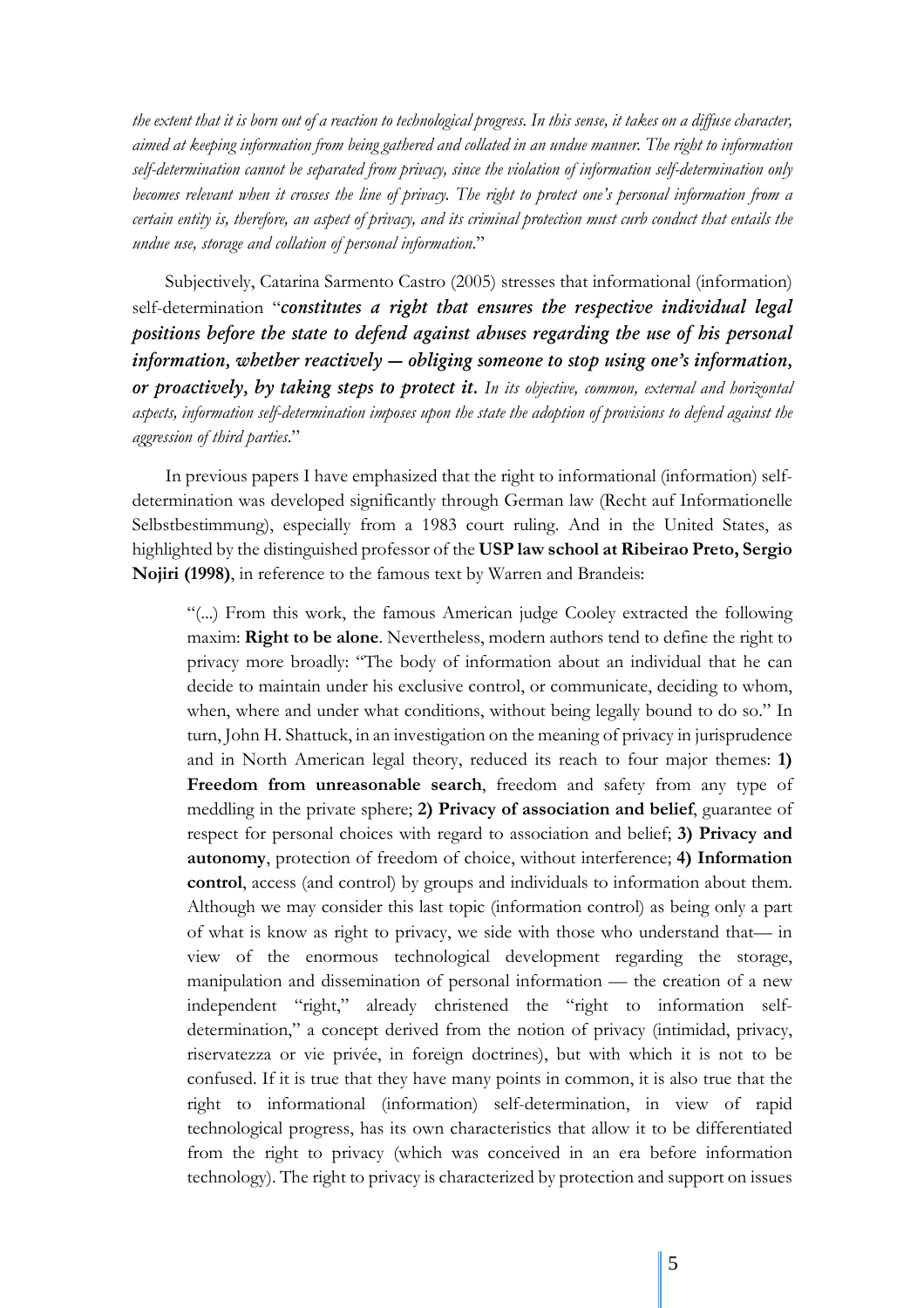*the extent that it is born out of a reaction to technological progress. In this sense, it takes on a diffuse character, aimed at keeping information from being gathered and collated in an undue manner. The right to information self-determination cannot be separated from privacy, since the violation of information self-determination only becomes relevant when it crosses the line of privacy. The right to protect one's personal information from a certain entity is, therefore, an aspect of privacy, and its criminal protection must curb conduct that entails the undue use, storage and collation of personal information*."

Subjectively, Catarina Sarmento Castro (2005) stresses that informational (information) self-determination "***constitutes a right that ensures the respective individual legal positions before the state to defend against abuses regarding the use of his personal information, whether reactively — obliging someone to stop using one's information, or proactively, by taking steps to protect it.*** *In its objective, common, external and horizontal aspects, information self-determination imposes upon the state the adoption of provisions to defend against the aggression of third parties*."

In previous papers I have emphasized that the right to informational (information) self-determination was developed significantly through German law (Recht auf Informationelle Selbstbestimmung), especially from a 1983 court ruling. And in the United States, as highlighted by the distinguished professor of the **USP law school at Ribeirao Preto, Sergio Nojiri (1998)**, in reference to the famous text by Warren and Brandeis:

> "(...) From this work, the famous American judge Cooley extracted the following maxim: **Right to be alone**. Nevertheless, modern authors tend to define the right to privacy more broadly: "The body of information about an individual that he can decide to maintain under his exclusive control, or communicate, deciding to whom, when, where and under what conditions, without being legally bound to do so." In turn, John H. Shattuck, in an investigation on the meaning of privacy in jurisprudence and in North American legal theory, reduced its reach to four major themes: **1) Freedom from unreasonable search**, freedom and safety from any type of meddling in the private sphere; **2) Privacy of association and belief**, guarantee of respect for personal choices with regard to association and belief; **3) Privacy and autonomy**, protection of freedom of choice, without interference; **4) Information control**, access (and control) by groups and individuals to information about them. Although we may consider this last topic (information control) as being only a part of what is know as right to privacy, we side with those who understand that— in view of the enormous technological development regarding the storage, manipulation and dissemination of personal information — the creation of a new independent "right," already christened the "right to information self-determination," a concept derived from the notion of privacy (intimidad, privacy, riservatezza or vie privée, in foreign doctrines), but with which it is not to be confused. If it is true that they have many points in common, it is also true that the right to informational (information) self-determination, in view of rapid technological progress, has its own characteristics that allow it to be differentiated from the right to privacy (which was conceived in an era before information technology). The right to privacy is characterized by protection and support on issues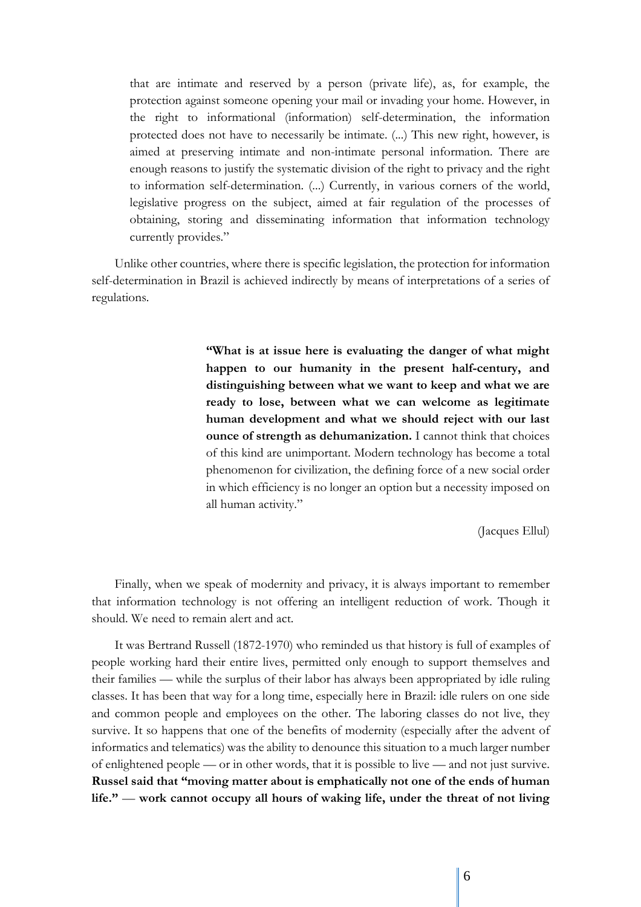> that are intimate and reserved by a person (private life), as, for example, the protection against someone opening your mail or invading your home. However, in the right to informational (information) self-determination, the information protected does not have to necessarily be intimate. (...) This new right, however, is aimed at preserving intimate and non-intimate personal information. There are enough reasons to justify the systematic division of the right to privacy and the right to information self-determination. (...) Currently, in various corners of the world, legislative progress on the subject, aimed at fair regulation of the processes of obtaining, storing and disseminating information that information technology currently provides."

Unlike other countries, where there is specific legislation, the protection for information self-determination in Brazil is achieved indirectly by means of interpretations of a series of regulations.

> **"What is at issue here is evaluating the danger of what might happen to our humanity in the present half-century, and distinguishing between what we want to keep and what we are ready to lose, between what we can welcome as legitimate human development and what we should reject with our last ounce of strength as dehumanization.** I cannot think that choices of this kind are unimportant. Modern technology has become a total phenomenon for civilization, the defining force of a new social order in which efficiency is no longer an option but a necessity imposed on all human activity."
>
> (Jacques Ellul)

Finally, when we speak of modernity and privacy, it is always important to remember that information technology is not offering an intelligent reduction of work. Though it should. We need to remain alert and act.

It was Bertrand Russell (1872-1970) who reminded us that history is full of examples of people working hard their entire lives, permitted only enough to support themselves and their families — while the surplus of their labor has always been appropriated by idle ruling classes. It has been that way for a long time, especially here in Brazil: idle rulers on one side and common people and employees on the other. The laboring classes do not live, they survive. It so happens that one of the benefits of modernity (especially after the advent of informatics and telematics) was the ability to denounce this situation to a much larger number of enlightened people — or in other words, that it is possible to live — and not just survive. **Russel said that "moving matter about is emphatically not one of the ends of human life." — work cannot occupy all hours of waking life, under the threat of not living**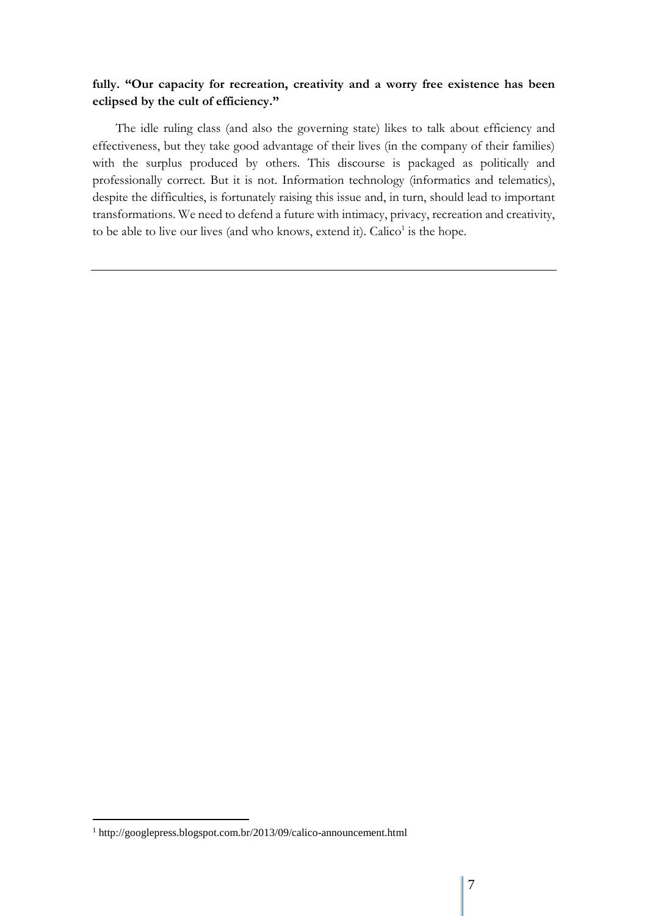**fully. "Our capacity for recreation, creativity and a worry free existence has been eclipsed by the cult of efficiency."**

The idle ruling class (and also the governing state) likes to talk about efficiency and effectiveness, but they take good advantage of their lives (in the company of their families) with the surplus produced by others. This discourse is packaged as politically and professionally correct. But it is not. Information technology (informatics and telematics), despite the difficulties, is fortunately raising this issue and, in turn, should lead to important transformations. We need to defend a future with intimacy, privacy, recreation and creativity, to be able to live our lives (and who knows, extend it). Calico[1] is the hope.

---

[1] http://googlepress.blogspot.com.br/2013/09/calico-announcement.html